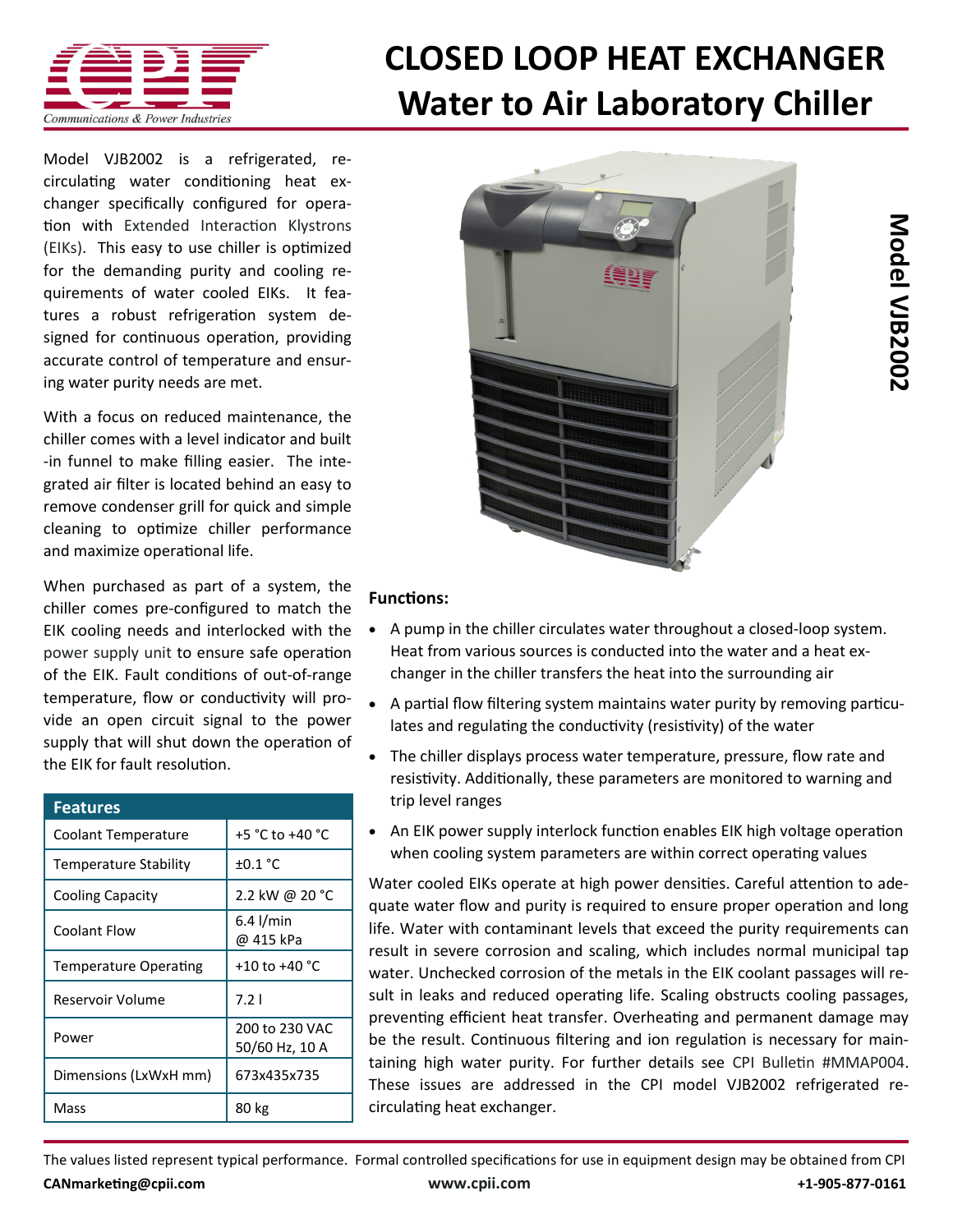# CLOSED LOOP HEAT EXCHANGER
# Water to Air Laboratory Chiller

**Model VJB2002**

Model VJB2002 is a refrigerated, re-circulating water conditioning heat exchanger specifically configured for operation with Extended Interaction Klystrons (EIKs). This easy to use chiller is optimized for the demanding purity and cooling requirements of water cooled EIKs. It features a robust refrigeration system designed for continuous operation, providing accurate control of temperature and ensuring water purity needs are met.

With a focus on reduced maintenance, the chiller comes with a level indicator and built-in funnel to make filling easier. The integrated air filter is located behind an easy to remove condenser grill for quick and simple cleaning to optimize chiller performance and maximize operational life.

When purchased as part of a system, the chiller comes pre-configured to match the EIK cooling needs and interlocked with the power supply unit to ensure safe operation of the EIK. Fault conditions of out-of-range temperature, flow or conductivity will provide an open circuit signal to the power supply that will shut down the operation of the EIK for fault resolution.

| Features | |
|---|---|
| Coolant Temperature | +5 °C to +40 °C |
| Temperature Stability | ±0.1 °C |
| Cooling Capacity | 2.2 kW @ 20 °C |
| Coolant Flow | 6.4 l/min @ 415 kPa |
| Temperature Operating | +10 to +40 °C |
| Reservoir Volume | 7.2 l |
| Power | 200 to 230 VAC 50/60 Hz, 10 A |
| Dimensions (LxWxH mm) | 673x435x735 |
| Mass | 80 kg |

**Functions:**

- A pump in the chiller circulates water throughout a closed-loop system. Heat from various sources is conducted into the water and a heat exchanger in the chiller transfers the heat into the surrounding air
- A partial flow filtering system maintains water purity by removing particulates and regulating the conductivity (resistivity) of the water
- The chiller displays process water temperature, pressure, flow rate and resistivity. Additionally, these parameters are monitored to warning and trip level ranges
- An EIK power supply interlock function enables EIK high voltage operation when cooling system parameters are within correct operating values

Water cooled EIKs operate at high power densities. Careful attention to adequate water flow and purity is required to ensure proper operation and long life. Water with contaminant levels that exceed the purity requirements can result in severe corrosion and scaling, which includes normal municipal tap water. Unchecked corrosion of the metals in the EIK coolant passages will result in leaks and reduced operating life. Scaling obstructs cooling passages, preventing efficient heat transfer. Overheating and permanent damage may be the result. Continuous filtering and ion regulation is necessary for maintaining high water purity. For further details see CPI Bulletin #MMAP004. These issues are addressed in the CPI model VJB2002 refrigerated re-circulating heat exchanger.

The values listed represent typical performance. Formal controlled specifications for use in equipment design may be obtained from CPI

**CANmarketing@cpii.com** **www.cpii.com** **+1-905-877-0161**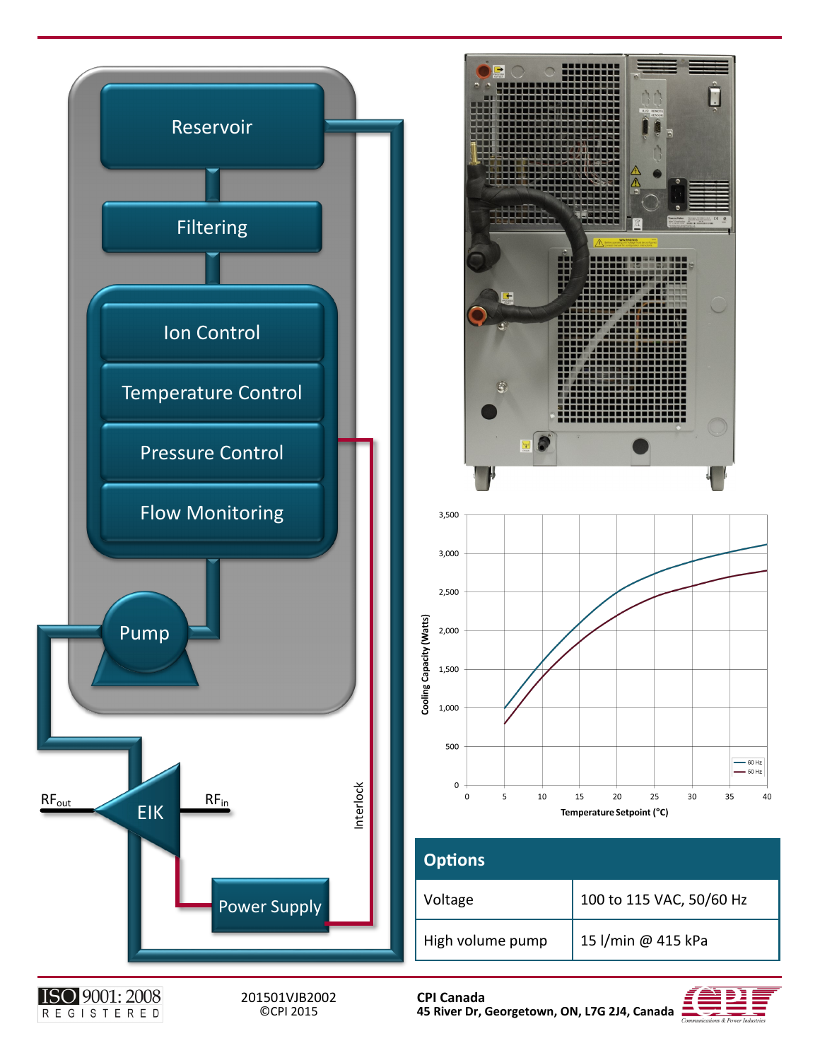Reservoir

Filtering

Ion Control

Temperature Control

Pressure Control

Flow Monitoring

Pump

$RF_{out}$

EIK

$RF_{in}$

Interlock

Power Supply

Cooling Capacity (Watts)

3,500
3,000
2,500
2,000
1,500
1,000
500
0

0 5 10 15 20 25 30 35 40

Temperature Setpoint (°C)

60 Hz
50 Hz

| Options | |
|---|---|
| Voltage | 100 to 115 VAC, 50/60 Hz |
| High volume pump | 15 l/min @ 415 kPa |

ISO 9001: 2008 REGISTERED

201501VJB2002
©CPI 2015

**CPI Canada**
**45 River Dr, Georgetown, ON, L7G 2J4, Canada**

CPI Communications & Power Industries